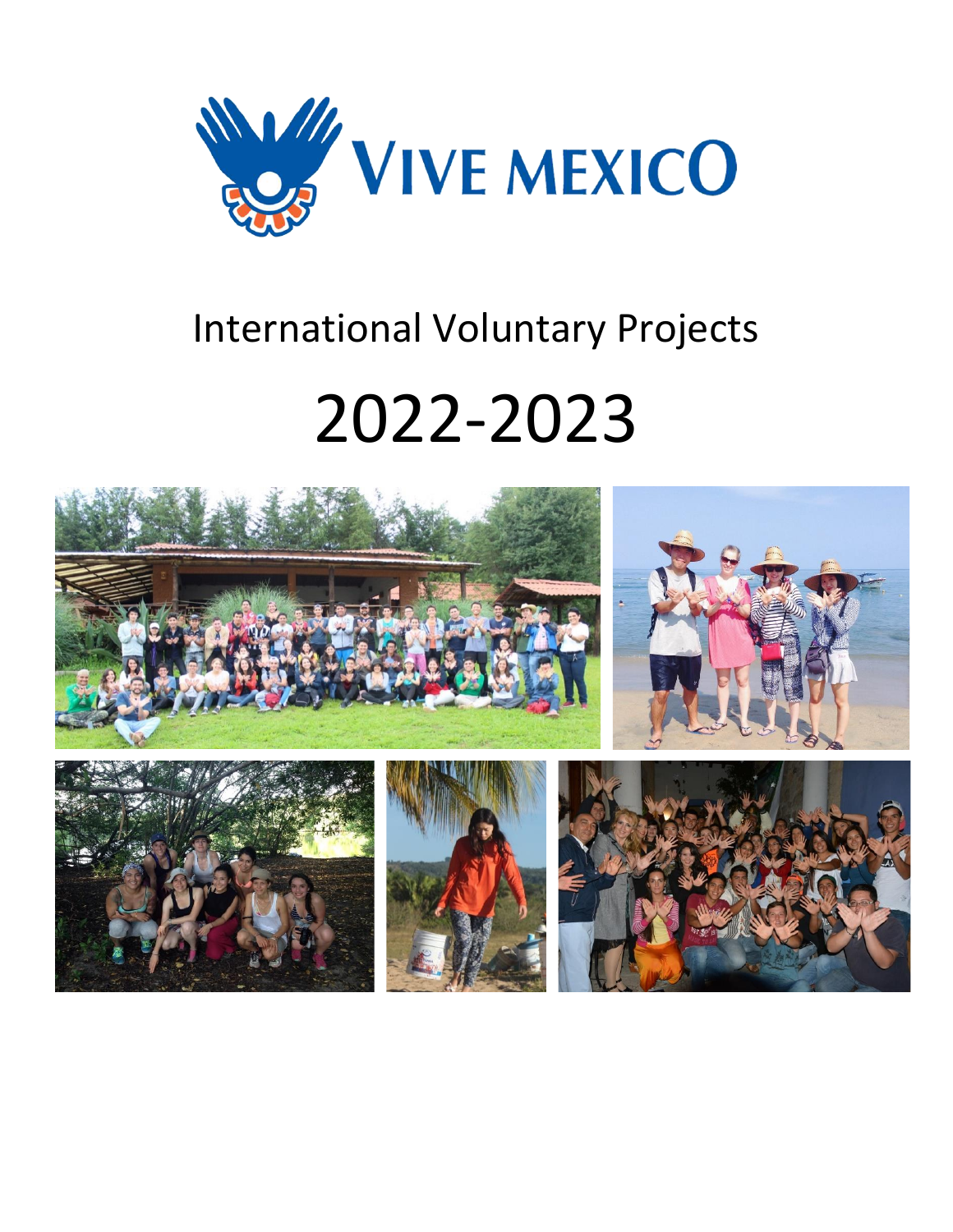# VIVE MEXICO

## International Voluntary Projects

# 2022-2023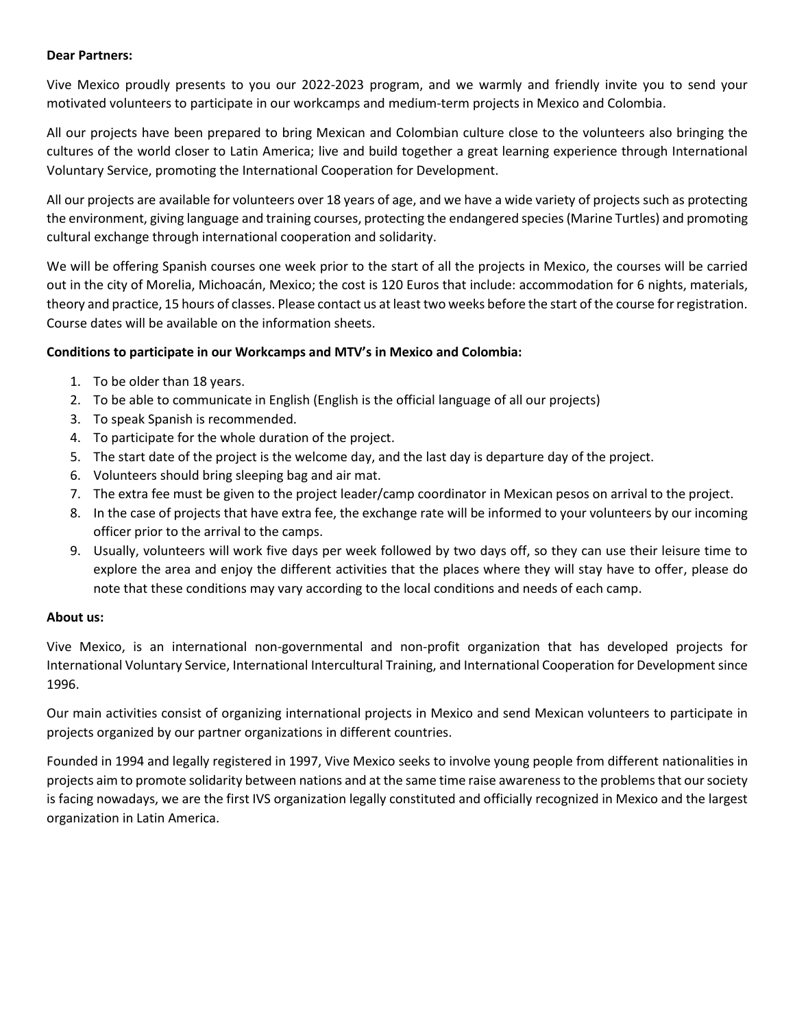**Dear Partners:**

Vive Mexico proudly presents to you our 2022-2023 program, and we warmly and friendly invite you to send your motivated volunteers to participate in our workcamps and medium-term projects in Mexico and Colombia.

All our projects have been prepared to bring Mexican and Colombian culture close to the volunteers also bringing the cultures of the world closer to Latin America; live and build together a great learning experience through International Voluntary Service, promoting the International Cooperation for Development.

All our projects are available for volunteers over 18 years of age, and we have a wide variety of projects such as protecting the environment, giving language and training courses, protecting the endangered species (Marine Turtles) and promoting cultural exchange through international cooperation and solidarity.

We will be offering Spanish courses one week prior to the start of all the projects in Mexico, the courses will be carried out in the city of Morelia, Michoacán, Mexico; the cost is 120 Euros that include: accommodation for 6 nights, materials, theory and practice, 15 hours of classes. Please contact us at least two weeks before the start of the course for registration. Course dates will be available on the information sheets.

**Conditions to participate in our Workcamps and MTV's in Mexico and Colombia:**

1. To be older than 18 years.
2. To be able to communicate in English (English is the official language of all our projects)
3. To speak Spanish is recommended.
4. To participate for the whole duration of the project.
5. The start date of the project is the welcome day, and the last day is departure day of the project.
6. Volunteers should bring sleeping bag and air mat.
7. The extra fee must be given to the project leader/camp coordinator in Mexican pesos on arrival to the project.
8. In the case of projects that have extra fee, the exchange rate will be informed to your volunteers by our incoming officer prior to the arrival to the camps.
9. Usually, volunteers will work five days per week followed by two days off, so they can use their leisure time to explore the area and enjoy the different activities that the places where they will stay have to offer, please do note that these conditions may vary according to the local conditions and needs of each camp.

**About us:**

Vive Mexico, is an international non-governmental and non-profit organization that has developed projects for International Voluntary Service, International Intercultural Training, and International Cooperation for Development since 1996.

Our main activities consist of organizing international projects in Mexico and send Mexican volunteers to participate in projects organized by our partner organizations in different countries.

Founded in 1994 and legally registered in 1997, Vive Mexico seeks to involve young people from different nationalities in projects aim to promote solidarity between nations and at the same time raise awareness to the problems that our society is facing nowadays, we are the first IVS organization legally constituted and officially recognized in Mexico and the largest organization in Latin America.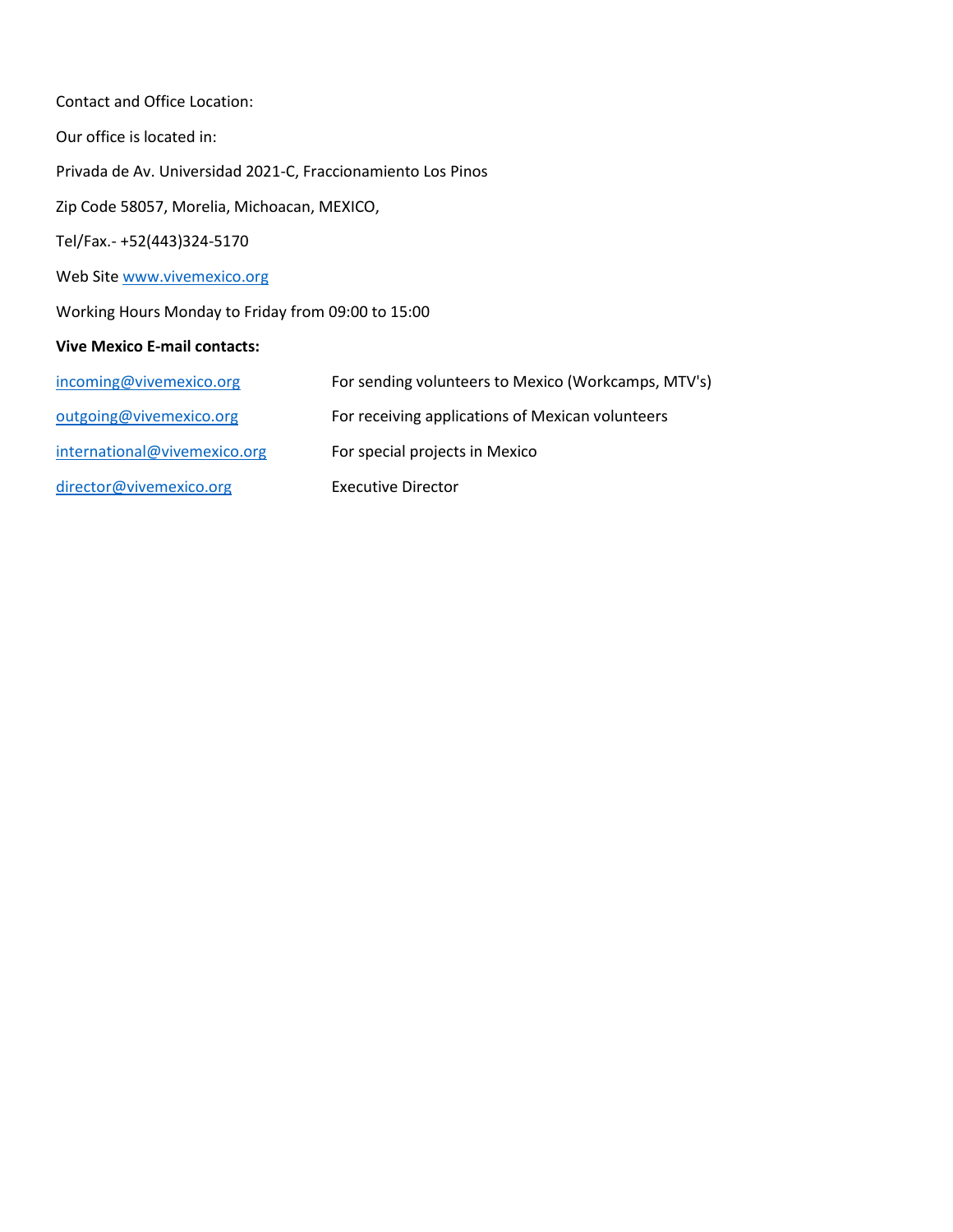Contact and Office Location:

Our office is located in:

Privada de Av. Universidad 2021-C, Fraccionamiento Los Pinos

Zip Code 58057, Morelia, Michoacan, MEXICO,

Tel/Fax.- +52(443)324-5170

Web Site www.vivemexico.org

Working Hours Monday to Friday from 09:00 to 15:00

**Vive Mexico E-mail contacts:**

| | |
|---|---|
| incoming@vivemexico.org | For sending volunteers to Mexico (Workcamps, MTV's) |
| outgoing@vivemexico.org | For receiving applications of Mexican volunteers |
| international@vivemexico.org | For special projects in Mexico |
| director@vivemexico.org | Executive Director |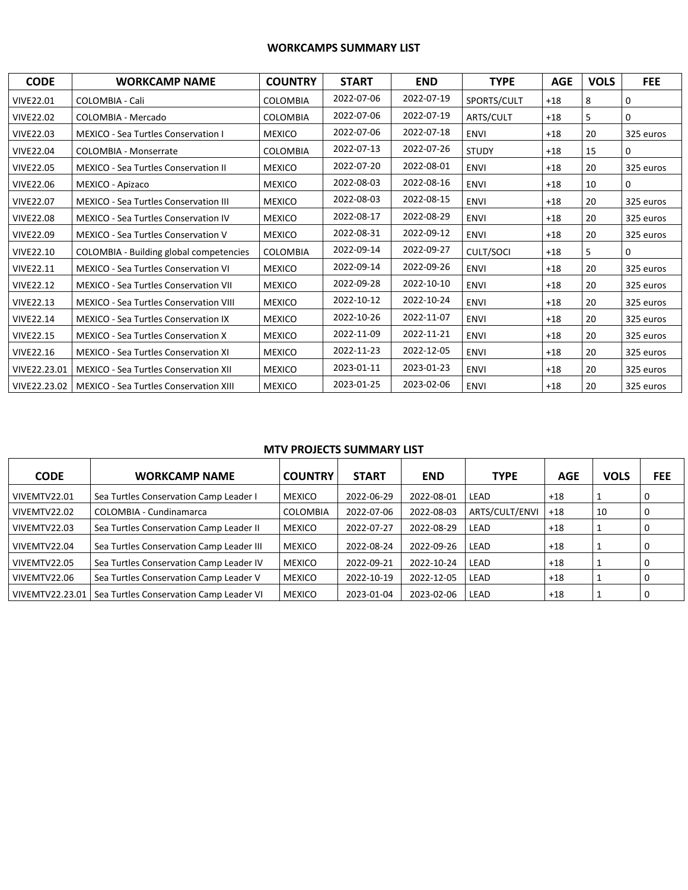### WORKCAMPS SUMMARY LIST

| CODE | WORKCAMP NAME | COUNTRY | START | END | TYPE | AGE | VOLS | FEE |
|---|---|---|---|---|---|---|---|---|
| VIVE22.01 | COLOMBIA - Cali | COLOMBIA | 2022-07-06 | 2022-07-19 | SPORTS/CULT | +18 | 8 | 0 |
| VIVE22.02 | COLOMBIA - Mercado | COLOMBIA | 2022-07-06 | 2022-07-19 | ARTS/CULT | +18 | 5 | 0 |
| VIVE22.03 | MEXICO - Sea Turtles Conservation I | MEXICO | 2022-07-06 | 2022-07-18 | ENVI | +18 | 20 | 325 euros |
| VIVE22.04 | COLOMBIA - Monserrate | COLOMBIA | 2022-07-13 | 2022-07-26 | STUDY | +18 | 15 | 0 |
| VIVE22.05 | MEXICO - Sea Turtles Conservation II | MEXICO | 2022-07-20 | 2022-08-01 | ENVI | +18 | 20 | 325 euros |
| VIVE22.06 | MEXICO - Apizaco | MEXICO | 2022-08-03 | 2022-08-16 | ENVI | +18 | 10 | 0 |
| VIVE22.07 | MEXICO - Sea Turtles Conservation III | MEXICO | 2022-08-03 | 2022-08-15 | ENVI | +18 | 20 | 325 euros |
| VIVE22.08 | MEXICO - Sea Turtles Conservation IV | MEXICO | 2022-08-17 | 2022-08-29 | ENVI | +18 | 20 | 325 euros |
| VIVE22.09 | MEXICO - Sea Turtles Conservation V | MEXICO | 2022-08-31 | 2022-09-12 | ENVI | +18 | 20 | 325 euros |
| VIVE22.10 | COLOMBIA - Building global competencies | COLOMBIA | 2022-09-14 | 2022-09-27 | CULT/SOCI | +18 | 5 | 0 |
| VIVE22.11 | MEXICO - Sea Turtles Conservation VI | MEXICO | 2022-09-14 | 2022-09-26 | ENVI | +18 | 20 | 325 euros |
| VIVE22.12 | MEXICO - Sea Turtles Conservation VII | MEXICO | 2022-09-28 | 2022-10-10 | ENVI | +18 | 20 | 325 euros |
| VIVE22.13 | MEXICO - Sea Turtles Conservation VIII | MEXICO | 2022-10-12 | 2022-10-24 | ENVI | +18 | 20 | 325 euros |
| VIVE22.14 | MEXICO - Sea Turtles Conservation IX | MEXICO | 2022-10-26 | 2022-11-07 | ENVI | +18 | 20 | 325 euros |
| VIVE22.15 | MEXICO - Sea Turtles Conservation X | MEXICO | 2022-11-09 | 2022-11-21 | ENVI | +18 | 20 | 325 euros |
| VIVE22.16 | MEXICO - Sea Turtles Conservation XI | MEXICO | 2022-11-23 | 2022-12-05 | ENVI | +18 | 20 | 325 euros |
| VIVE22.23.01 | MEXICO - Sea Turtles Conservation XII | MEXICO | 2023-01-11 | 2023-01-23 | ENVI | +18 | 20 | 325 euros |
| VIVE22.23.02 | MEXICO - Sea Turtles Conservation XIII | MEXICO | 2023-01-25 | 2023-02-06 | ENVI | +18 | 20 | 325 euros |

### MTV PROJECTS SUMMARY LIST

| CODE | WORKCAMP NAME | COUNTRY | START | END | TYPE | AGE | VOLS | FEE |
|---|---|---|---|---|---|---|---|---|
| VIVEMTV22.01 | Sea Turtles Conservation Camp Leader I | MEXICO | 2022-06-29 | 2022-08-01 | LEAD | +18 | 1 | 0 |
| VIVEMTV22.02 | COLOMBIA - Cundinamarca | COLOMBIA | 2022-07-06 | 2022-08-03 | ARTS/CULT/ENVI | +18 | 10 | 0 |
| VIVEMTV22.03 | Sea Turtles Conservation Camp Leader II | MEXICO | 2022-07-27 | 2022-08-29 | LEAD | +18 | 1 | 0 |
| VIVEMTV22.04 | Sea Turtles Conservation Camp Leader III | MEXICO | 2022-08-24 | 2022-09-26 | LEAD | +18 | 1 | 0 |
| VIVEMTV22.05 | Sea Turtles Conservation Camp Leader IV | MEXICO | 2022-09-21 | 2022-10-24 | LEAD | +18 | 1 | 0 |
| VIVEMTV22.06 | Sea Turtles Conservation Camp Leader V | MEXICO | 2022-10-19 | 2022-12-05 | LEAD | +18 | 1 | 0 |
| VIVEMTV22.23.01 | Sea Turtles Conservation Camp Leader VI | MEXICO | 2023-01-04 | 2023-02-06 | LEAD | +18 | 1 | 0 |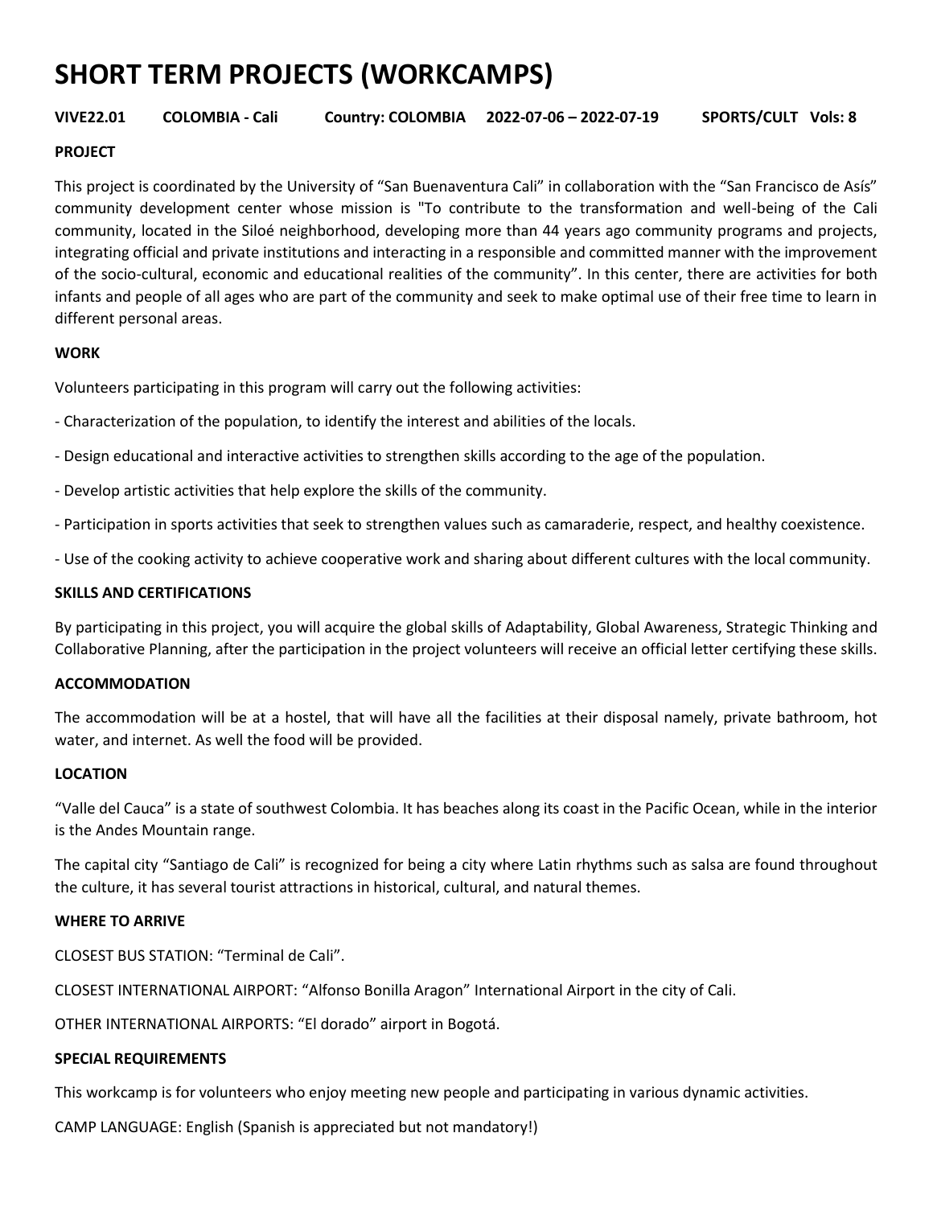# SHORT TERM PROJECTS (WORKCAMPS)

**VIVE22.01 COLOMBIA - Cali Country: COLOMBIA 2022-07-06 – 2022-07-19 SPORTS/CULT Vols: 8**

**PROJECT**

This project is coordinated by the University of "San Buenaventura Cali" in collaboration with the "San Francisco de Asís" community development center whose mission is "To contribute to the transformation and well-being of the Cali community, located in the Siloé neighborhood, developing more than 44 years ago community programs and projects, integrating official and private institutions and interacting in a responsible and committed manner with the improvement of the socio-cultural, economic and educational realities of the community". In this center, there are activities for both infants and people of all ages who are part of the community and seek to make optimal use of their free time to learn in different personal areas.

**WORK**

Volunteers participating in this program will carry out the following activities:

- Characterization of the population, to identify the interest and abilities of the locals.
- Design educational and interactive activities to strengthen skills according to the age of the population.
- Develop artistic activities that help explore the skills of the community.
- Participation in sports activities that seek to strengthen values such as camaraderie, respect, and healthy coexistence.
- Use of the cooking activity to achieve cooperative work and sharing about different cultures with the local community.

**SKILLS AND CERTIFICATIONS**

By participating in this project, you will acquire the global skills of Adaptability, Global Awareness, Strategic Thinking and Collaborative Planning, after the participation in the project volunteers will receive an official letter certifying these skills.

**ACCOMMODATION**

The accommodation will be at a hostel, that will have all the facilities at their disposal namely, private bathroom, hot water, and internet. As well the food will be provided.

**LOCATION**

"Valle del Cauca" is a state of southwest Colombia. It has beaches along its coast in the Pacific Ocean, while in the interior is the Andes Mountain range.

The capital city "Santiago de Cali" is recognized for being a city where Latin rhythms such as salsa are found throughout the culture, it has several tourist attractions in historical, cultural, and natural themes.

**WHERE TO ARRIVE**

CLOSEST BUS STATION: "Terminal de Cali".

CLOSEST INTERNATIONAL AIRPORT: "Alfonso Bonilla Aragon" International Airport in the city of Cali.

OTHER INTERNATIONAL AIRPORTS: "El dorado" airport in Bogotá.

**SPECIAL REQUIREMENTS**

This workcamp is for volunteers who enjoy meeting new people and participating in various dynamic activities.

CAMP LANGUAGE: English (Spanish is appreciated but not mandatory!)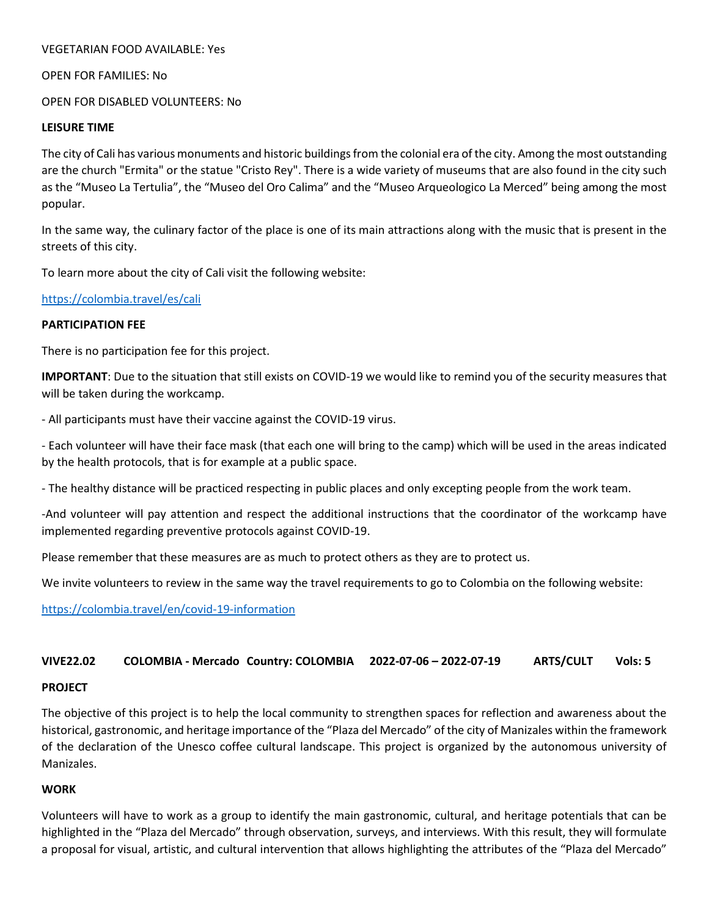VEGETARIAN FOOD AVAILABLE: Yes

OPEN FOR FAMILIES: No

OPEN FOR DISABLED VOLUNTEERS: No

**LEISURE TIME**

The city of Cali has various monuments and historic buildings from the colonial era of the city. Among the most outstanding are the church "Ermita" or the statue "Cristo Rey". There is a wide variety of museums that are also found in the city such as the “Museo La Tertulia”, the “Museo del Oro Calima” and the “Museo Arqueologico La Merced” being among the most popular.

In the same way, the culinary factor of the place is one of its main attractions along with the music that is present in the streets of this city.

To learn more about the city of Cali visit the following website:

https://colombia.travel/es/cali

**PARTICIPATION FEE**

There is no participation fee for this project.

**IMPORTANT**: Due to the situation that still exists on COVID-19 we would like to remind you of the security measures that will be taken during the workcamp.

- All participants must have their vaccine against the COVID-19 virus.

- Each volunteer will have their face mask (that each one will bring to the camp) which will be used in the areas indicated by the health protocols, that is for example at a public space.

- The healthy distance will be practiced respecting in public places and only excepting people from the work team.

-And volunteer will pay attention and respect the additional instructions that the coordinator of the workcamp have implemented regarding preventive protocols against COVID-19.

Please remember that these measures are as much to protect others as they are to protect us.

We invite volunteers to review in the same way the travel requirements to go to Colombia on the following website:

https://colombia.travel/en/covid-19-information

**VIVE22.02 COLOMBIA - Mercado Country: COLOMBIA 2022-07-06 – 2022-07-19 ARTS/CULT Vols: 5**

**PROJECT**

The objective of this project is to help the local community to strengthen spaces for reflection and awareness about the historical, gastronomic, and heritage importance of the “Plaza del Mercado” of the city of Manizales within the framework of the declaration of the Unesco coffee cultural landscape. This project is organized by the autonomous university of Manizales.

**WORK**

Volunteers will have to work as a group to identify the main gastronomic, cultural, and heritage potentials that can be highlighted in the “Plaza del Mercado” through observation, surveys, and interviews. With this result, they will formulate a proposal for visual, artistic, and cultural intervention that allows highlighting the attributes of the “Plaza del Mercado”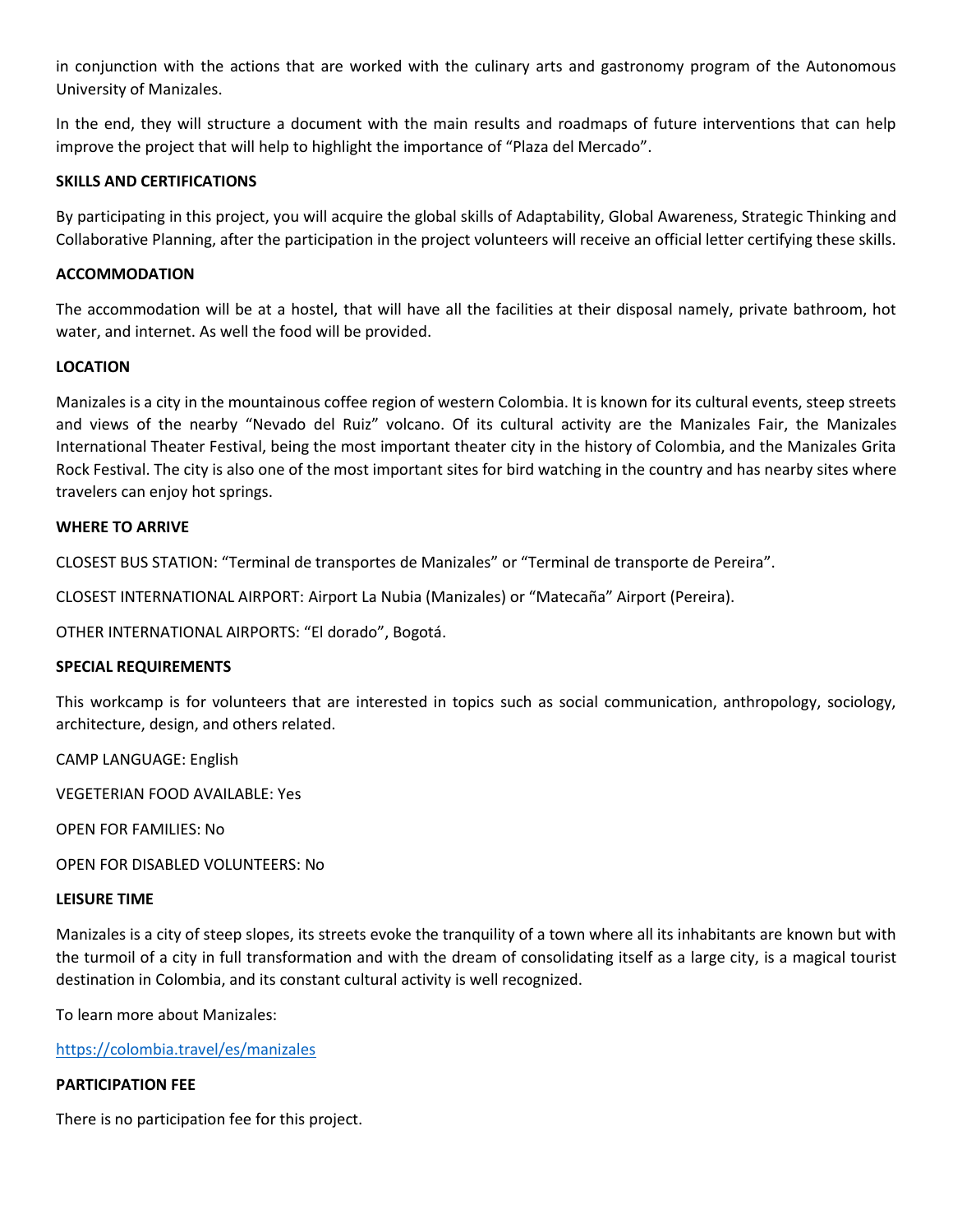in conjunction with the actions that are worked with the culinary arts and gastronomy program of the Autonomous University of Manizales.

In the end, they will structure a document with the main results and roadmaps of future interventions that can help improve the project that will help to highlight the importance of "Plaza del Mercado".

**SKILLS AND CERTIFICATIONS**

By participating in this project, you will acquire the global skills of Adaptability, Global Awareness, Strategic Thinking and Collaborative Planning, after the participation in the project volunteers will receive an official letter certifying these skills.

**ACCOMMODATION**

The accommodation will be at a hostel, that will have all the facilities at their disposal namely, private bathroom, hot water, and internet. As well the food will be provided.

**LOCATION**

Manizales is a city in the mountainous coffee region of western Colombia. It is known for its cultural events, steep streets and views of the nearby "Nevado del Ruiz" volcano. Of its cultural activity are the Manizales Fair, the Manizales International Theater Festival, being the most important theater city in the history of Colombia, and the Manizales Grita Rock Festival. The city is also one of the most important sites for bird watching in the country and has nearby sites where travelers can enjoy hot springs.

**WHERE TO ARRIVE**

CLOSEST BUS STATION: "Terminal de transportes de Manizales" or "Terminal de transporte de Pereira".

CLOSEST INTERNATIONAL AIRPORT: Airport La Nubia (Manizales) or "Matecaña" Airport (Pereira).

OTHER INTERNATIONAL AIRPORTS: "El dorado", Bogotá.

**SPECIAL REQUIREMENTS**

This workcamp is for volunteers that are interested in topics such as social communication, anthropology, sociology, architecture, design, and others related.

CAMP LANGUAGE: English

VEGETERIAN FOOD AVAILABLE: Yes

OPEN FOR FAMILIES: No

OPEN FOR DISABLED VOLUNTEERS: No

**LEISURE TIME**

Manizales is a city of steep slopes, its streets evoke the tranquility of a town where all its inhabitants are known but with the turmoil of a city in full transformation and with the dream of consolidating itself as a large city, is a magical tourist destination in Colombia, and its constant cultural activity is well recognized.

To learn more about Manizales:

https://colombia.travel/es/manizales

**PARTICIPATION FEE**

There is no participation fee for this project.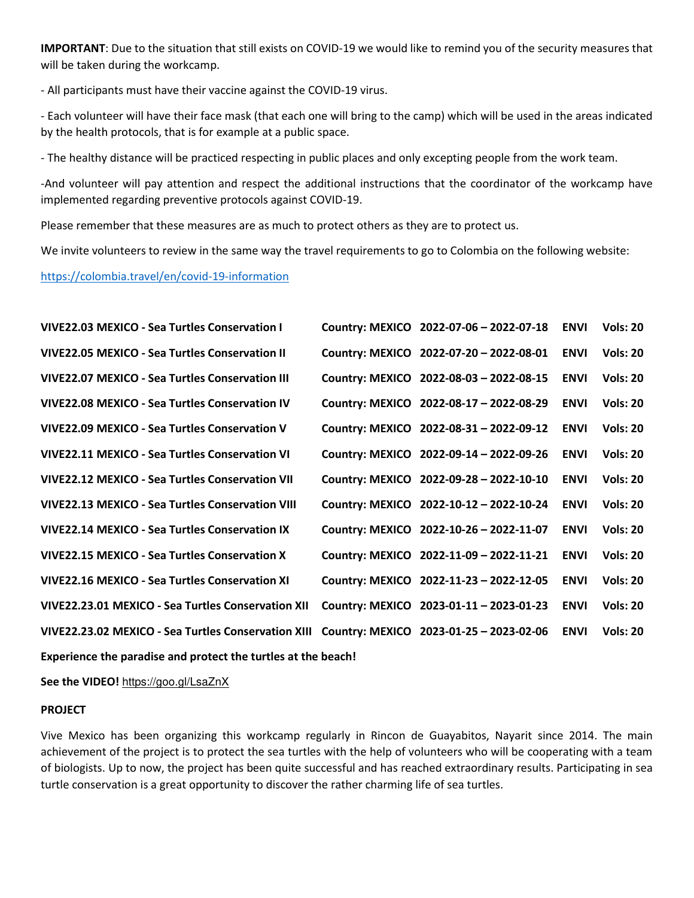**IMPORTANT**: Due to the situation that still exists on COVID-19 we would like to remind you of the security measures that will be taken during the workcamp.

- All participants must have their vaccine against the COVID-19 virus.

- Each volunteer will have their face mask (that each one will bring to the camp) which will be used in the areas indicated by the health protocols, that is for example at a public space.

- The healthy distance will be practiced respecting in public places and only excepting people from the work team.

-And volunteer will pay attention and respect the additional instructions that the coordinator of the workcamp have implemented regarding preventive protocols against COVID-19.

Please remember that these measures are as much to protect others as they are to protect us.

We invite volunteers to review in the same way the travel requirements to go to Colombia on the following website:

https://colombia.travel/en/covid-19-information

| | | | | |
|---|---|---|---|---|
| **VIVE22.03 MEXICO - Sea Turtles Conservation I** | **Country: MEXICO** | **2022-07-06 – 2022-07-18** | **ENVI** | **Vols: 20** |
| **VIVE22.05 MEXICO - Sea Turtles Conservation II** | **Country: MEXICO** | **2022-07-20 – 2022-08-01** | **ENVI** | **Vols: 20** |
| **VIVE22.07 MEXICO - Sea Turtles Conservation III** | **Country: MEXICO** | **2022-08-03 – 2022-08-15** | **ENVI** | **Vols: 20** |
| **VIVE22.08 MEXICO - Sea Turtles Conservation IV** | **Country: MEXICO** | **2022-08-17 – 2022-08-29** | **ENVI** | **Vols: 20** |
| **VIVE22.09 MEXICO - Sea Turtles Conservation V** | **Country: MEXICO** | **2022-08-31 – 2022-09-12** | **ENVI** | **Vols: 20** |
| **VIVE22.11 MEXICO - Sea Turtles Conservation VI** | **Country: MEXICO** | **2022-09-14 – 2022-09-26** | **ENVI** | **Vols: 20** |
| **VIVE22.12 MEXICO - Sea Turtles Conservation VII** | **Country: MEXICO** | **2022-09-28 – 2022-10-10** | **ENVI** | **Vols: 20** |
| **VIVE22.13 MEXICO - Sea Turtles Conservation VIII** | **Country: MEXICO** | **2022-10-12 – 2022-10-24** | **ENVI** | **Vols: 20** |
| **VIVE22.14 MEXICO - Sea Turtles Conservation IX** | **Country: MEXICO** | **2022-10-26 – 2022-11-07** | **ENVI** | **Vols: 20** |
| **VIVE22.15 MEXICO - Sea Turtles Conservation X** | **Country: MEXICO** | **2022-11-09 – 2022-11-21** | **ENVI** | **Vols: 20** |
| **VIVE22.16 MEXICO - Sea Turtles Conservation XI** | **Country: MEXICO** | **2022-11-23 – 2022-12-05** | **ENVI** | **Vols: 20** |
| **VIVE22.23.01 MEXICO - Sea Turtles Conservation XII** | **Country: MEXICO** | **2023-01-11 – 2023-01-23** | **ENVI** | **Vols: 20** |
| **VIVE22.23.02 MEXICO - Sea Turtles Conservation XIII** | **Country: MEXICO** | **2023-01-25 – 2023-02-06** | **ENVI** | **Vols: 20** |

**Experience the paradise and protect the turtles at the beach!**

**See the VIDEO!** https://goo.gl/LsaZnX

**PROJECT**

Vive Mexico has been organizing this workcamp regularly in Rincon de Guayabitos, Nayarit since 2014. The main achievement of the project is to protect the sea turtles with the help of volunteers who will be cooperating with a team of biologists. Up to now, the project has been quite successful and has reached extraordinary results. Participating in sea turtle conservation is a great opportunity to discover the rather charming life of sea turtles.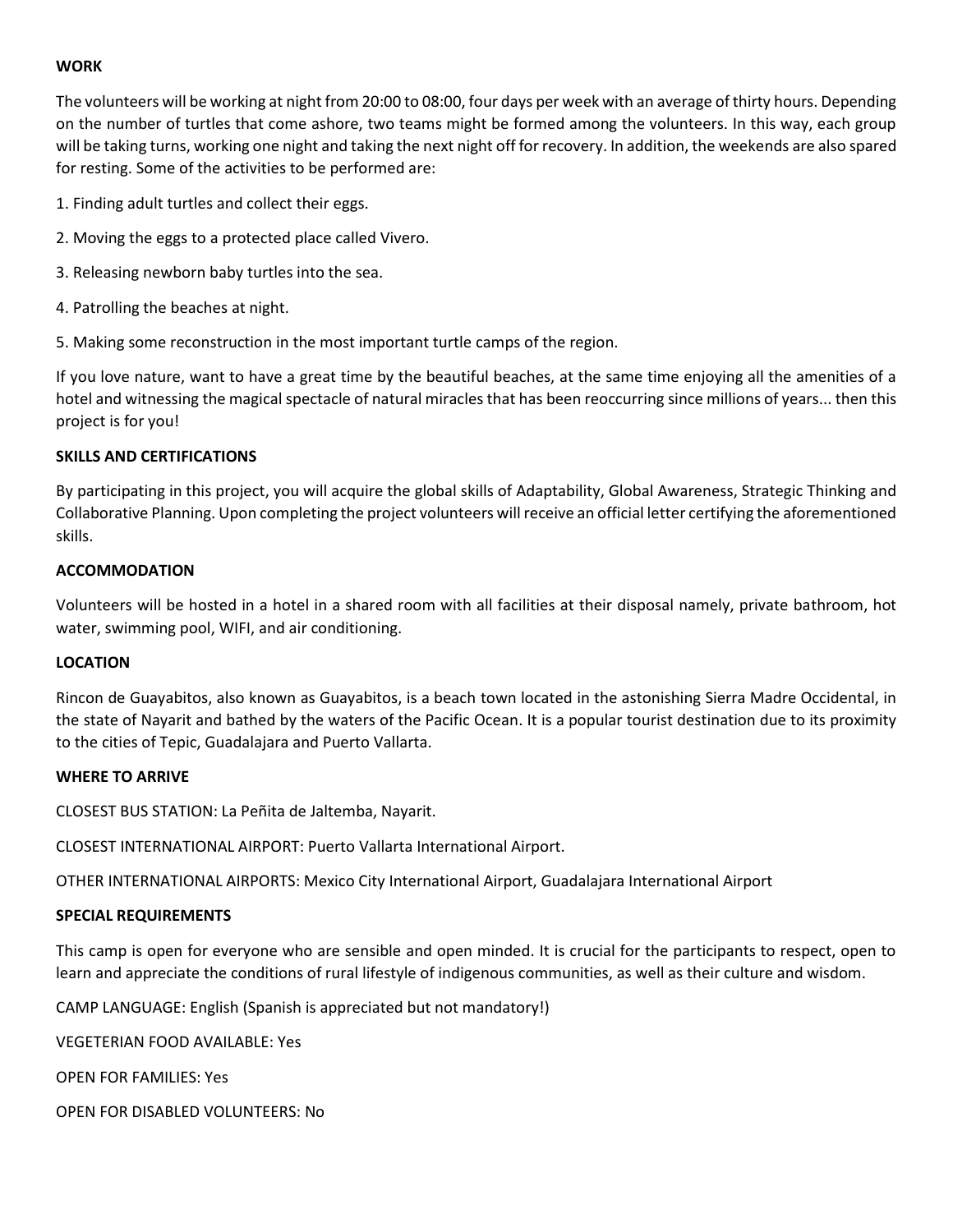**WORK**

The volunteers will be working at night from 20:00 to 08:00, four days per week with an average of thirty hours. Depending on the number of turtles that come ashore, two teams might be formed among the volunteers. In this way, each group will be taking turns, working one night and taking the next night off for recovery. In addition, the weekends are also spared for resting. Some of the activities to be performed are:

1. Finding adult turtles and collect their eggs.
2. Moving the eggs to a protected place called Vivero.
3. Releasing newborn baby turtles into the sea.
4. Patrolling the beaches at night.
5. Making some reconstruction in the most important turtle camps of the region.

If you love nature, want to have a great time by the beautiful beaches, at the same time enjoying all the amenities of a hotel and witnessing the magical spectacle of natural miracles that has been reoccurring since millions of years... then this project is for you!

**SKILLS AND CERTIFICATIONS**

By participating in this project, you will acquire the global skills of Adaptability, Global Awareness, Strategic Thinking and Collaborative Planning. Upon completing the project volunteers will receive an official letter certifying the aforementioned skills.

**ACCOMMODATION**

Volunteers will be hosted in a hotel in a shared room with all facilities at their disposal namely, private bathroom, hot water, swimming pool, WIFI, and air conditioning.

**LOCATION**

Rincon de Guayabitos, also known as Guayabitos, is a beach town located in the astonishing Sierra Madre Occidental, in the state of Nayarit and bathed by the waters of the Pacific Ocean. It is a popular tourist destination due to its proximity to the cities of Tepic, Guadalajara and Puerto Vallarta.

**WHERE TO ARRIVE**

CLOSEST BUS STATION: La Peñita de Jaltemba, Nayarit.

CLOSEST INTERNATIONAL AIRPORT: Puerto Vallarta International Airport.

OTHER INTERNATIONAL AIRPORTS: Mexico City International Airport, Guadalajara International Airport

**SPECIAL REQUIREMENTS**

This camp is open for everyone who are sensible and open minded. It is crucial for the participants to respect, open to learn and appreciate the conditions of rural lifestyle of indigenous communities, as well as their culture and wisdom.

CAMP LANGUAGE: English (Spanish is appreciated but not mandatory!)

VEGETERIAN FOOD AVAILABLE: Yes

OPEN FOR FAMILIES: Yes

OPEN FOR DISABLED VOLUNTEERS: No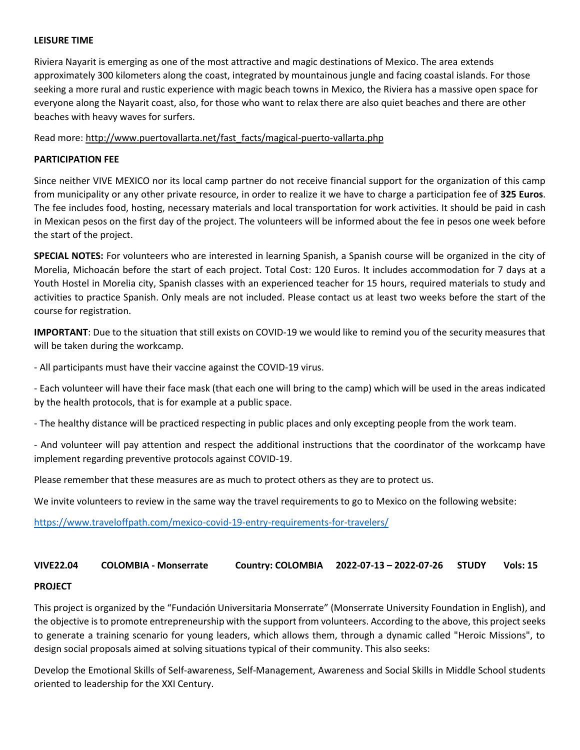**LEISURE TIME**

Riviera Nayarit is emerging as one of the most attractive and magic destinations of Mexico. The area extends approximately 300 kilometers along the coast, integrated by mountainous jungle and facing coastal islands. For those seeking a more rural and rustic experience with magic beach towns in Mexico, the Riviera has a massive open space for everyone along the Nayarit coast, also, for those who want to relax there are also quiet beaches and there are other beaches with heavy waves for surfers.

Read more: http://www.puertovallarta.net/fast_facts/magical-puerto-vallarta.php

**PARTICIPATION FEE**

Since neither VIVE MEXICO nor its local camp partner do not receive financial support for the organization of this camp from municipality or any other private resource, in order to realize it we have to charge a participation fee of **325 Euros**. The fee includes food, hosting, necessary materials and local transportation for work activities. It should be paid in cash in Mexican pesos on the first day of the project. The volunteers will be informed about the fee in pesos one week before the start of the project.

**SPECIAL NOTES:** For volunteers who are interested in learning Spanish, a Spanish course will be organized in the city of Morelia, Michoacán before the start of each project. Total Cost: 120 Euros. It includes accommodation for 7 days at a Youth Hostel in Morelia city, Spanish classes with an experienced teacher for 15 hours, required materials to study and activities to practice Spanish. Only meals are not included. Please contact us at least two weeks before the start of the course for registration.

**IMPORTANT**: Due to the situation that still exists on COVID-19 we would like to remind you of the security measures that will be taken during the workcamp.

- All participants must have their vaccine against the COVID-19 virus.

- Each volunteer will have their face mask (that each one will bring to the camp) which will be used in the areas indicated by the health protocols, that is for example at a public space.

- The healthy distance will be practiced respecting in public places and only excepting people from the work team.

- And volunteer will pay attention and respect the additional instructions that the coordinator of the workcamp have implement regarding preventive protocols against COVID-19.

Please remember that these measures are as much to protect others as they are to protect us.

We invite volunteers to review in the same way the travel requirements to go to Mexico on the following website:

https://www.traveloffpath.com/mexico-covid-19-entry-requirements-for-travelers/

**VIVE22.04 COLOMBIA - Monserrate Country: COLOMBIA 2022-07-13 – 2022-07-26 STUDY Vols: 15**

**PROJECT**

This project is organized by the "Fundación Universitaria Monserrate" (Monserrate University Foundation in English), and the objective is to promote entrepreneurship with the support from volunteers. According to the above, this project seeks to generate a training scenario for young leaders, which allows them, through a dynamic called "Heroic Missions", to design social proposals aimed at solving situations typical of their community. This also seeks:

Develop the Emotional Skills of Self-awareness, Self-Management, Awareness and Social Skills in Middle School students oriented to leadership for the XXI Century.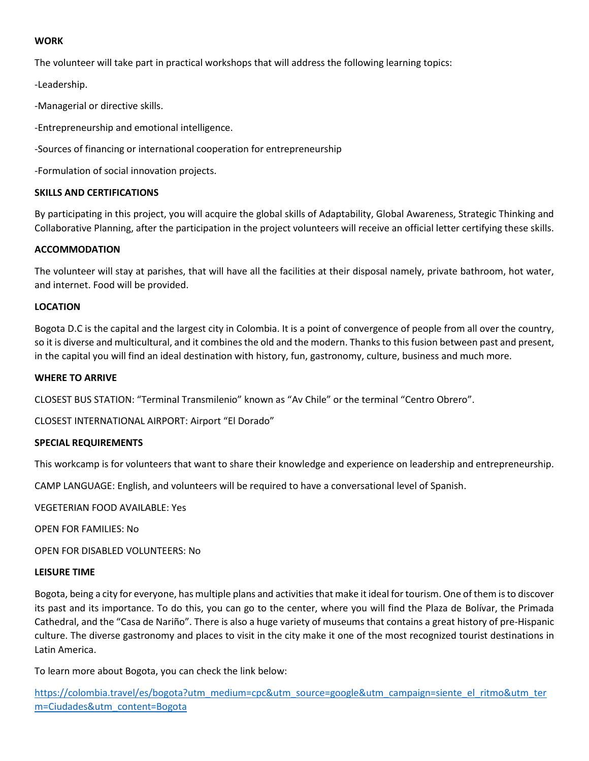**WORK**

The volunteer will take part in practical workshops that will address the following learning topics:

-Leadership.

-Managerial or directive skills.

-Entrepreneurship and emotional intelligence.

-Sources of financing or international cooperation for entrepreneurship

-Formulation of social innovation projects.

**SKILLS AND CERTIFICATIONS**

By participating in this project, you will acquire the global skills of Adaptability, Global Awareness, Strategic Thinking and Collaborative Planning, after the participation in the project volunteers will receive an official letter certifying these skills.

**ACCOMMODATION**

The volunteer will stay at parishes, that will have all the facilities at their disposal namely, private bathroom, hot water, and internet. Food will be provided.

**LOCATION**

Bogota D.C is the capital and the largest city in Colombia. It is a point of convergence of people from all over the country, so it is diverse and multicultural, and it combines the old and the modern. Thanks to this fusion between past and present, in the capital you will find an ideal destination with history, fun, gastronomy, culture, business and much more.

**WHERE TO ARRIVE**

CLOSEST BUS STATION: "Terminal Transmilenio" known as "Av Chile" or the terminal "Centro Obrero".

CLOSEST INTERNATIONAL AIRPORT: Airport "El Dorado"

**SPECIAL REQUIREMENTS**

This workcamp is for volunteers that want to share their knowledge and experience on leadership and entrepreneurship.

CAMP LANGUAGE: English, and volunteers will be required to have a conversational level of Spanish.

VEGETERIAN FOOD AVAILABLE: Yes

OPEN FOR FAMILIES: No

OPEN FOR DISABLED VOLUNTEERS: No

**LEISURE TIME**

Bogota, being a city for everyone, has multiple plans and activities that make it ideal for tourism. One of them is to discover its past and its importance. To do this, you can go to the center, where you will find the Plaza de Bolívar, the Primada Cathedral, and the "Casa de Nariño". There is also a huge variety of museums that contains a great history of pre-Hispanic culture. The diverse gastronomy and places to visit in the city make it one of the most recognized tourist destinations in Latin America.

To learn more about Bogota, you can check the link below:

https://colombia.travel/es/bogota?utm_medium=cpc&utm_source=google&utm_campaign=siente_el_ritmo&utm_term=Ciudades&utm_content=Bogota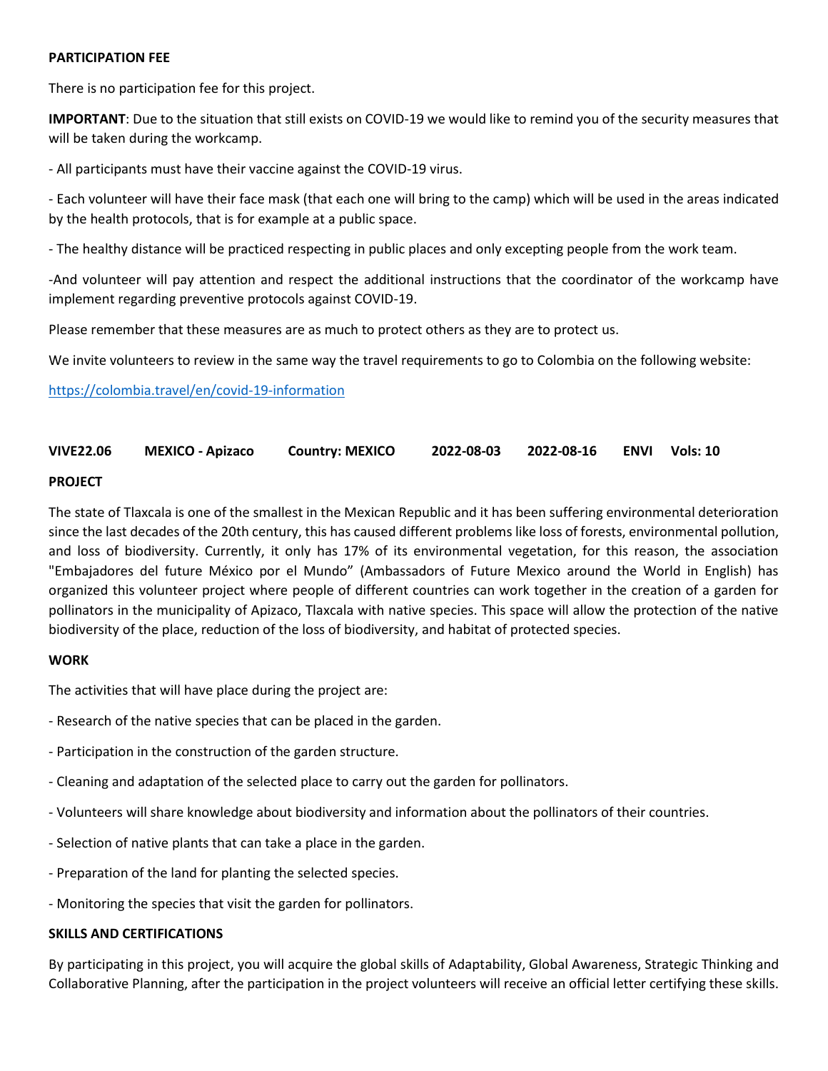**PARTICIPATION FEE**

There is no participation fee for this project.

**IMPORTANT**: Due to the situation that still exists on COVID-19 we would like to remind you of the security measures that will be taken during the workcamp.

- All participants must have their vaccine against the COVID-19 virus.

- Each volunteer will have their face mask (that each one will bring to the camp) which will be used in the areas indicated by the health protocols, that is for example at a public space.

- The healthy distance will be practiced respecting in public places and only excepting people from the work team.

-And volunteer will pay attention and respect the additional instructions that the coordinator of the workcamp have implement regarding preventive protocols against COVID-19.

Please remember that these measures are as much to protect others as they are to protect us.

We invite volunteers to review in the same way the travel requirements to go to Colombia on the following website:

https://colombia.travel/en/covid-19-information

**VIVE22.06 MEXICO - Apizaco Country: MEXICO 2022-08-03 2022-08-16 ENVI Vols: 10**

**PROJECT**

The state of Tlaxcala is one of the smallest in the Mexican Republic and it has been suffering environmental deterioration since the last decades of the 20th century, this has caused different problems like loss of forests, environmental pollution, and loss of biodiversity. Currently, it only has 17% of its environmental vegetation, for this reason, the association "Embajadores del future México por el Mundo" (Ambassadors of Future Mexico around the World in English) has organized this volunteer project where people of different countries can work together in the creation of a garden for pollinators in the municipality of Apizaco, Tlaxcala with native species. This space will allow the protection of the native biodiversity of the place, reduction of the loss of biodiversity, and habitat of protected species.

**WORK**

The activities that will have place during the project are:

- Research of the native species that can be placed in the garden.

- Participation in the construction of the garden structure.

- Cleaning and adaptation of the selected place to carry out the garden for pollinators.

- Volunteers will share knowledge about biodiversity and information about the pollinators of their countries.

- Selection of native plants that can take a place in the garden.

- Preparation of the land for planting the selected species.

- Monitoring the species that visit the garden for pollinators.

**SKILLS AND CERTIFICATIONS**

By participating in this project, you will acquire the global skills of Adaptability, Global Awareness, Strategic Thinking and Collaborative Planning, after the participation in the project volunteers will receive an official letter certifying these skills.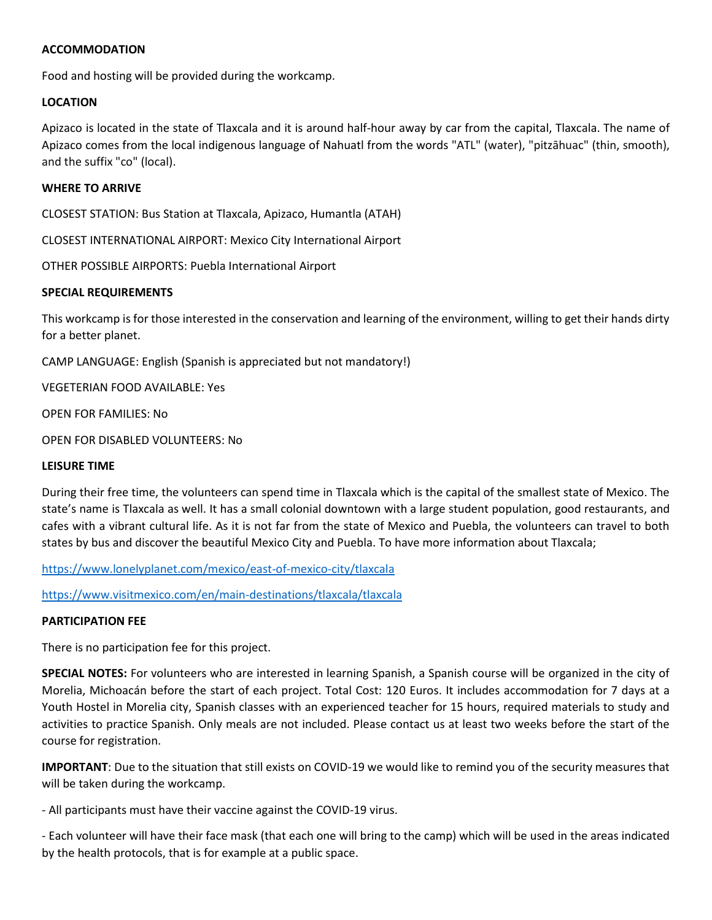**ACCOMMODATION**

Food and hosting will be provided during the workcamp.

**LOCATION**

Apizaco is located in the state of Tlaxcala and it is around half-hour away by car from the capital, Tlaxcala. The name of Apizaco comes from the local indigenous language of Nahuatl from the words "ATL" (water), "pitzāhuac" (thin, smooth), and the suffix "co" (local).

**WHERE TO ARRIVE**

CLOSEST STATION: Bus Station at Tlaxcala, Apizaco, Humantla (ATAH)

CLOSEST INTERNATIONAL AIRPORT: Mexico City International Airport

OTHER POSSIBLE AIRPORTS: Puebla International Airport

**SPECIAL REQUIREMENTS**

This workcamp is for those interested in the conservation and learning of the environment, willing to get their hands dirty for a better planet.

CAMP LANGUAGE: English (Spanish is appreciated but not mandatory!)

VEGETERIAN FOOD AVAILABLE: Yes

OPEN FOR FAMILIES: No

OPEN FOR DISABLED VOLUNTEERS: No

**LEISURE TIME**

During their free time, the volunteers can spend time in Tlaxcala which is the capital of the smallest state of Mexico. The state's name is Tlaxcala as well. It has a small colonial downtown with a large student population, good restaurants, and cafes with a vibrant cultural life. As it is not far from the state of Mexico and Puebla, the volunteers can travel to both states by bus and discover the beautiful Mexico City and Puebla. To have more information about Tlaxcala;

https://www.lonelyplanet.com/mexico/east-of-mexico-city/tlaxcala

https://www.visitmexico.com/en/main-destinations/tlaxcala/tlaxcala

**PARTICIPATION FEE**

There is no participation fee for this project.

**SPECIAL NOTES:** For volunteers who are interested in learning Spanish, a Spanish course will be organized in the city of Morelia, Michoacán before the start of each project. Total Cost: 120 Euros. It includes accommodation for 7 days at a Youth Hostel in Morelia city, Spanish classes with an experienced teacher for 15 hours, required materials to study and activities to practice Spanish. Only meals are not included. Please contact us at least two weeks before the start of the course for registration.

**IMPORTANT**: Due to the situation that still exists on COVID-19 we would like to remind you of the security measures that will be taken during the workcamp.

- All participants must have their vaccine against the COVID-19 virus.

- Each volunteer will have their face mask (that each one will bring to the camp) which will be used in the areas indicated by the health protocols, that is for example at a public space.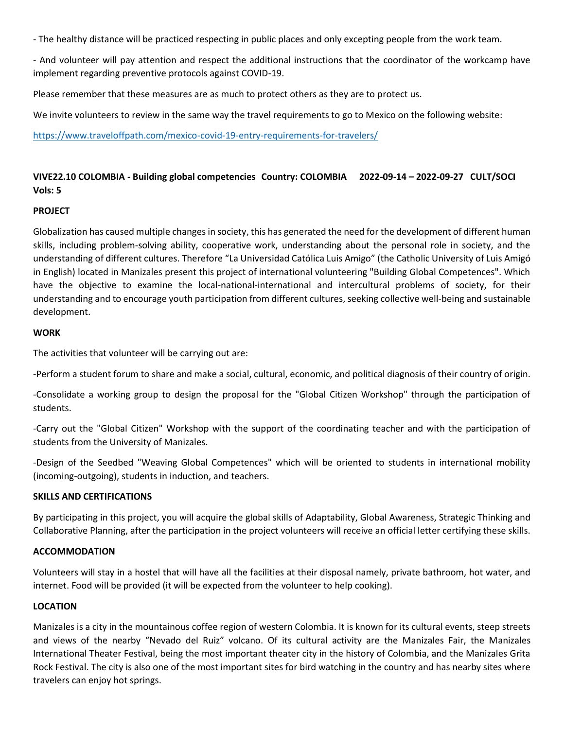- The healthy distance will be practiced respecting in public places and only excepting people from the work team.

- And volunteer will pay attention and respect the additional instructions that the coordinator of the workcamp have implement regarding preventive protocols against COVID-19.

Please remember that these measures are as much to protect others as they are to protect us.

We invite volunteers to review in the same way the travel requirements to go to Mexico on the following website:

https://www.traveloffpath.com/mexico-covid-19-entry-requirements-for-travelers/

**VIVE22.10 COLOMBIA - Building global competencies Country: COLOMBIA 2022-09-14 – 2022-09-27 CULT/SOCI Vols: 5**

**PROJECT**

Globalization has caused multiple changes in society, this has generated the need for the development of different human skills, including problem-solving ability, cooperative work, understanding about the personal role in society, and the understanding of different cultures. Therefore "La Universidad Católica Luis Amigo" (the Catholic University of Luis Amigó in English) located in Manizales present this project of international volunteering "Building Global Competences". Which have the objective to examine the local-national-international and intercultural problems of society, for their understanding and to encourage youth participation from different cultures, seeking collective well-being and sustainable development.

**WORK**

The activities that volunteer will be carrying out are:

-Perform a student forum to share and make a social, cultural, economic, and political diagnosis of their country of origin.

-Consolidate a working group to design the proposal for the "Global Citizen Workshop" through the participation of students.

-Carry out the "Global Citizen" Workshop with the support of the coordinating teacher and with the participation of students from the University of Manizales.

-Design of the Seedbed "Weaving Global Competences" which will be oriented to students in international mobility (incoming-outgoing), students in induction, and teachers.

**SKILLS AND CERTIFICATIONS**

By participating in this project, you will acquire the global skills of Adaptability, Global Awareness, Strategic Thinking and Collaborative Planning, after the participation in the project volunteers will receive an official letter certifying these skills.

**ACCOMMODATION**

Volunteers will stay in a hostel that will have all the facilities at their disposal namely, private bathroom, hot water, and internet. Food will be provided (it will be expected from the volunteer to help cooking).

**LOCATION**

Manizales is a city in the mountainous coffee region of western Colombia. It is known for its cultural events, steep streets and views of the nearby "Nevado del Ruiz" volcano. Of its cultural activity are the Manizales Fair, the Manizales International Theater Festival, being the most important theater city in the history of Colombia, and the Manizales Grita Rock Festival. The city is also one of the most important sites for bird watching in the country and has nearby sites where travelers can enjoy hot springs.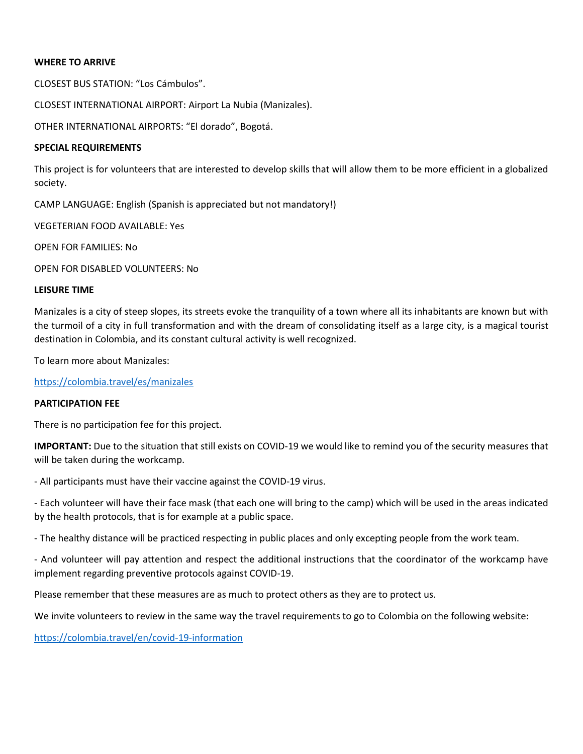**WHERE TO ARRIVE**

CLOSEST BUS STATION: “Los Cámbulos”.

CLOSEST INTERNATIONAL AIRPORT: Airport La Nubia (Manizales).

OTHER INTERNATIONAL AIRPORTS: “El dorado”, Bogotá.

**SPECIAL REQUIREMENTS**

This project is for volunteers that are interested to develop skills that will allow them to be more efficient in a globalized society.

CAMP LANGUAGE: English (Spanish is appreciated but not mandatory!)

VEGETERIAN FOOD AVAILABLE: Yes

OPEN FOR FAMILIES: No

OPEN FOR DISABLED VOLUNTEERS: No

**LEISURE TIME**

Manizales is a city of steep slopes, its streets evoke the tranquility of a town where all its inhabitants are known but with the turmoil of a city in full transformation and with the dream of consolidating itself as a large city, is a magical tourist destination in Colombia, and its constant cultural activity is well recognized.

To learn more about Manizales:

https://colombia.travel/es/manizales

**PARTICIPATION FEE**

There is no participation fee for this project.

**IMPORTANT:** Due to the situation that still exists on COVID-19 we would like to remind you of the security measures that will be taken during the workcamp.

- All participants must have their vaccine against the COVID-19 virus.

- Each volunteer will have their face mask (that each one will bring to the camp) which will be used in the areas indicated by the health protocols, that is for example at a public space.

- The healthy distance will be practiced respecting in public places and only excepting people from the work team.

- And volunteer will pay attention and respect the additional instructions that the coordinator of the workcamp have implement regarding preventive protocols against COVID-19.

Please remember that these measures are as much to protect others as they are to protect us.

We invite volunteers to review in the same way the travel requirements to go to Colombia on the following website:

https://colombia.travel/en/covid-19-information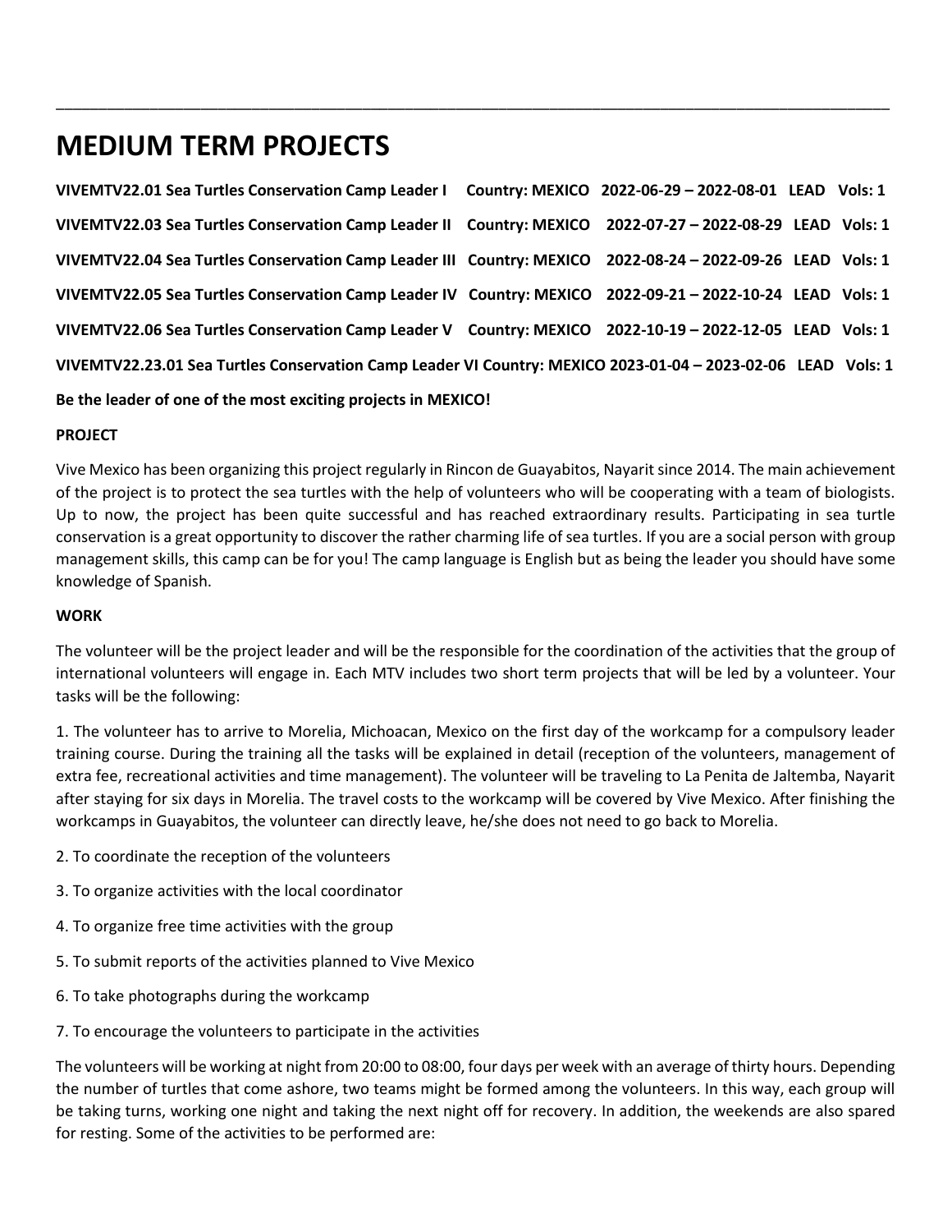# MEDIUM TERM PROJECTS

**VIVEMTV22.01 Sea Turtles Conservation Camp Leader I Country: MEXICO 2022-06-29 – 2022-08-01 LEAD Vols: 1**

**VIVEMTV22.03 Sea Turtles Conservation Camp Leader II Country: MEXICO 2022-07-27 – 2022-08-29 LEAD Vols: 1**

**VIVEMTV22.04 Sea Turtles Conservation Camp Leader III Country: MEXICO 2022-08-24 – 2022-09-26 LEAD Vols: 1**

**VIVEMTV22.05 Sea Turtles Conservation Camp Leader IV Country: MEXICO 2022-09-21 – 2022-10-24 LEAD Vols: 1**

**VIVEMTV22.06 Sea Turtles Conservation Camp Leader V Country: MEXICO 2022-10-19 – 2022-12-05 LEAD Vols: 1**

**VIVEMTV22.23.01 Sea Turtles Conservation Camp Leader VI Country: MEXICO 2023-01-04 – 2023-02-06 LEAD Vols: 1**

**Be the leader of one of the most exciting projects in MEXICO!**

**PROJECT**

Vive Mexico has been organizing this project regularly in Rincon de Guayabitos, Nayarit since 2014. The main achievement of the project is to protect the sea turtles with the help of volunteers who will be cooperating with a team of biologists. Up to now, the project has been quite successful and has reached extraordinary results. Participating in sea turtle conservation is a great opportunity to discover the rather charming life of sea turtles. If you are a social person with group management skills, this camp can be for you! The camp language is English but as being the leader you should have some knowledge of Spanish.

**WORK**

The volunteer will be the project leader and will be the responsible for the coordination of the activities that the group of international volunteers will engage in. Each MTV includes two short term projects that will be led by a volunteer. Your tasks will be the following:

1. The volunteer has to arrive to Morelia, Michoacan, Mexico on the first day of the workcamp for a compulsory leader training course. During the training all the tasks will be explained in detail (reception of the volunteers, management of extra fee, recreational activities and time management). The volunteer will be traveling to La Penita de Jaltemba, Nayarit after staying for six days in Morelia. The travel costs to the workcamp will be covered by Vive Mexico. After finishing the workcamps in Guayabitos, the volunteer can directly leave, he/she does not need to go back to Morelia.

2. To coordinate the reception of the volunteers

3. To organize activities with the local coordinator

4. To organize free time activities with the group

5. To submit reports of the activities planned to Vive Mexico

6. To take photographs during the workcamp

7. To encourage the volunteers to participate in the activities

The volunteers will be working at night from 20:00 to 08:00, four days per week with an average of thirty hours. Depending the number of turtles that come ashore, two teams might be formed among the volunteers. In this way, each group will be taking turns, working one night and taking the next night off for recovery. In addition, the weekends are also spared for resting. Some of the activities to be performed are: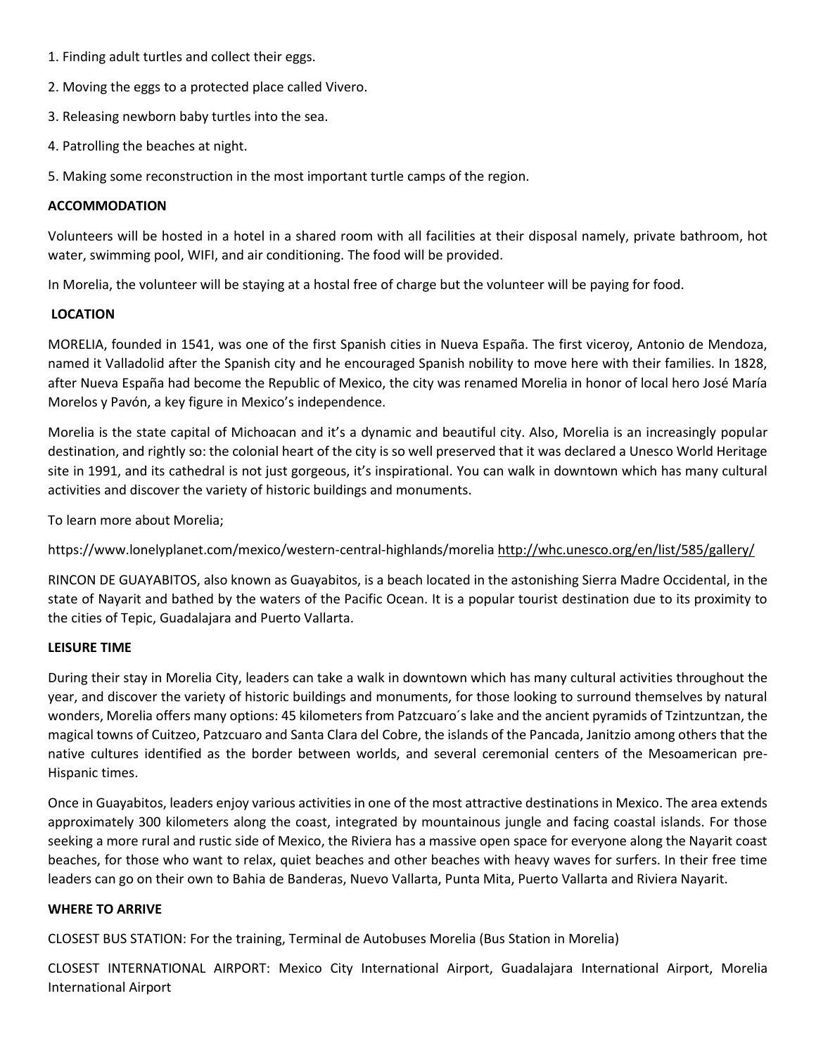1. Finding adult turtles and collect their eggs.
2. Moving the eggs to a protected place called Vivero.
3. Releasing newborn baby turtles into the sea.
4. Patrolling the beaches at night.
5. Making some reconstruction in the most important turtle camps of the region.

**ACCOMMODATION**

Volunteers will be hosted in a hotel in a shared room with all facilities at their disposal namely, private bathroom, hot water, swimming pool, WIFI, and air conditioning. The food will be provided.

In Morelia, the volunteer will be staying at a hostal free of charge but the volunteer will be paying for food.

**LOCATION**

MORELIA, founded in 1541, was one of the first Spanish cities in Nueva España. The first viceroy, Antonio de Mendoza, named it Valladolid after the Spanish city and he encouraged Spanish nobility to move here with their families. In 1828, after Nueva España had become the Republic of Mexico, the city was renamed Morelia in honor of local hero José María Morelos y Pavón, a key figure in Mexico's independence.

Morelia is the state capital of Michoacan and it's a dynamic and beautiful city. Also, Morelia is an increasingly popular destination, and rightly so: the colonial heart of the city is so well preserved that it was declared a Unesco World Heritage site in 1991, and its cathedral is not just gorgeous, it's inspirational. You can walk in downtown which has many cultural activities and discover the variety of historic buildings and monuments.

To learn more about Morelia;

https://www.lonelyplanet.com/mexico/western-central-highlands/morelia http://whc.unesco.org/en/list/585/gallery/

RINCON DE GUAYABITOS, also known as Guayabitos, is a beach located in the astonishing Sierra Madre Occidental, in the state of Nayarit and bathed by the waters of the Pacific Ocean. It is a popular tourist destination due to its proximity to the cities of Tepic, Guadalajara and Puerto Vallarta.

**LEISURE TIME**

During their stay in Morelia City, leaders can take a walk in downtown which has many cultural activities throughout the year, and discover the variety of historic buildings and monuments, for those looking to surround themselves by natural wonders, Morelia offers many options: 45 kilometers from Patzcuaro´s lake and the ancient pyramids of Tzintzuntzan, the magical towns of Cuitzeo, Patzcuaro and Santa Clara del Cobre, the islands of the Pancada, Janitzio among others that the native cultures identified as the border between worlds, and several ceremonial centers of the Mesoamerican pre-Hispanic times.

Once in Guayabitos, leaders enjoy various activities in one of the most attractive destinations in Mexico. The area extends approximately 300 kilometers along the coast, integrated by mountainous jungle and facing coastal islands. For those seeking a more rural and rustic side of Mexico, the Riviera has a massive open space for everyone along the Nayarit coast beaches, for those who want to relax, quiet beaches and other beaches with heavy waves for surfers. In their free time leaders can go on their own to Bahia de Banderas, Nuevo Vallarta, Punta Mita, Puerto Vallarta and Riviera Nayarit.

**WHERE TO ARRIVE**

CLOSEST BUS STATION: For the training, Terminal de Autobuses Morelia (Bus Station in Morelia)

CLOSEST INTERNATIONAL AIRPORT: Mexico City International Airport, Guadalajara International Airport, Morelia International Airport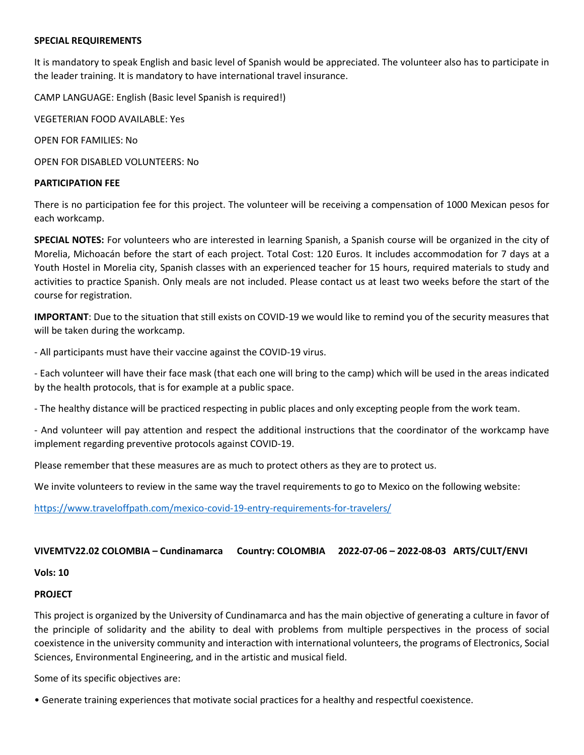**SPECIAL REQUIREMENTS**

It is mandatory to speak English and basic level of Spanish would be appreciated. The volunteer also has to participate in the leader training. It is mandatory to have international travel insurance.

CAMP LANGUAGE: English (Basic level Spanish is required!)

VEGETERIAN FOOD AVAILABLE: Yes

OPEN FOR FAMILIES: No

OPEN FOR DISABLED VOLUNTEERS: No

**PARTICIPATION FEE**

There is no participation fee for this project. The volunteer will be receiving a compensation of 1000 Mexican pesos for each workcamp.

**SPECIAL NOTES:** For volunteers who are interested in learning Spanish, a Spanish course will be organized in the city of Morelia, Michoacán before the start of each project. Total Cost: 120 Euros. It includes accommodation for 7 days at a Youth Hostel in Morelia city, Spanish classes with an experienced teacher for 15 hours, required materials to study and activities to practice Spanish. Only meals are not included. Please contact us at least two weeks before the start of the course for registration.

**IMPORTANT**: Due to the situation that still exists on COVID-19 we would like to remind you of the security measures that will be taken during the workcamp.

- All participants must have their vaccine against the COVID-19 virus.

- Each volunteer will have their face mask (that each one will bring to the camp) which will be used in the areas indicated by the health protocols, that is for example at a public space.

- The healthy distance will be practiced respecting in public places and only excepting people from the work team.

- And volunteer will pay attention and respect the additional instructions that the coordinator of the workcamp have implement regarding preventive protocols against COVID-19.

Please remember that these measures are as much to protect others as they are to protect us.

We invite volunteers to review in the same way the travel requirements to go to Mexico on the following website:

https://www.traveloffpath.com/mexico-covid-19-entry-requirements-for-travelers/

**VIVEMTV22.02 COLOMBIA – Cundinamarca Country: COLOMBIA 2022-07-06 – 2022-08-03 ARTS/CULT/ENVI**

**Vols: 10**

**PROJECT**

This project is organized by the University of Cundinamarca and has the main objective of generating a culture in favor of the principle of solidarity and the ability to deal with problems from multiple perspectives in the process of social coexistence in the university community and interaction with international volunteers, the programs of Electronics, Social Sciences, Environmental Engineering, and in the artistic and musical field.

Some of its specific objectives are:

- Generate training experiences that motivate social practices for a healthy and respectful coexistence.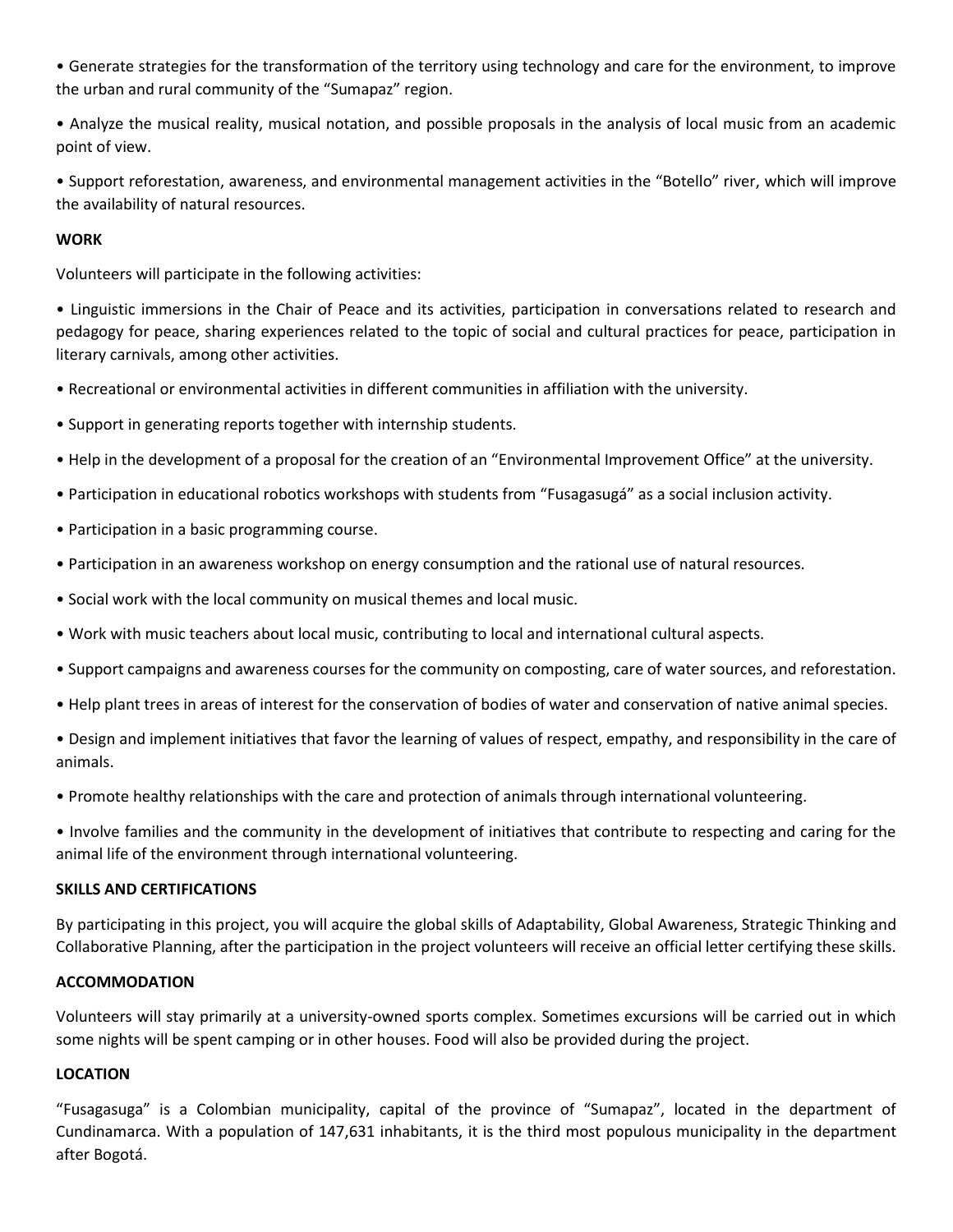- Generate strategies for the transformation of the territory using technology and care for the environment, to improve the urban and rural community of the "Sumapaz" region.
- Analyze the musical reality, musical notation, and possible proposals in the analysis of local music from an academic point of view.
- Support reforestation, awareness, and environmental management activities in the "Botello" river, which will improve the availability of natural resources.

**WORK**

Volunteers will participate in the following activities:

- Linguistic immersions in the Chair of Peace and its activities, participation in conversations related to research and pedagogy for peace, sharing experiences related to the topic of social and cultural practices for peace, participation in literary carnivals, among other activities.
- Recreational or environmental activities in different communities in affiliation with the university.
- Support in generating reports together with internship students.
- Help in the development of a proposal for the creation of an "Environmental Improvement Office" at the university.
- Participation in educational robotics workshops with students from "Fusagasugá" as a social inclusion activity.
- Participation in a basic programming course.
- Participation in an awareness workshop on energy consumption and the rational use of natural resources.
- Social work with the local community on musical themes and local music.
- Work with music teachers about local music, contributing to local and international cultural aspects.
- Support campaigns and awareness courses for the community on composting, care of water sources, and reforestation.
- Help plant trees in areas of interest for the conservation of bodies of water and conservation of native animal species.
- Design and implement initiatives that favor the learning of values of respect, empathy, and responsibility in the care of animals.
- Promote healthy relationships with the care and protection of animals through international volunteering.
- Involve families and the community in the development of initiatives that contribute to respecting and caring for the animal life of the environment through international volunteering.

**SKILLS AND CERTIFICATIONS**

By participating in this project, you will acquire the global skills of Adaptability, Global Awareness, Strategic Thinking and Collaborative Planning, after the participation in the project volunteers will receive an official letter certifying these skills.

**ACCOMMODATION**

Volunteers will stay primarily at a university-owned sports complex. Sometimes excursions will be carried out in which some nights will be spent camping or in other houses. Food will also be provided during the project.

**LOCATION**

"Fusagasuga" is a Colombian municipality, capital of the province of "Sumapaz", located in the department of Cundinamarca. With a population of 147,631 inhabitants, it is the third most populous municipality in the department after Bogotá.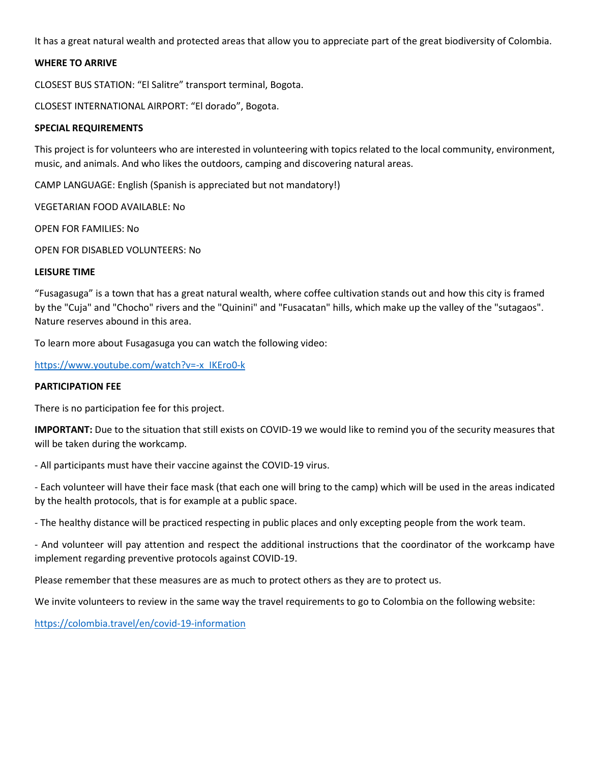It has a great natural wealth and protected areas that allow you to appreciate part of the great biodiversity of Colombia.

**WHERE TO ARRIVE**

CLOSEST BUS STATION: "El Salitre" transport terminal, Bogota.

CLOSEST INTERNATIONAL AIRPORT: "El dorado", Bogota.

**SPECIAL REQUIREMENTS**

This project is for volunteers who are interested in volunteering with topics related to the local community, environment, music, and animals. And who likes the outdoors, camping and discovering natural areas.

CAMP LANGUAGE: English (Spanish is appreciated but not mandatory!)

VEGETARIAN FOOD AVAILABLE: No

OPEN FOR FAMILIES: No

OPEN FOR DISABLED VOLUNTEERS: No

**LEISURE TIME**

"Fusagasuga" is a town that has a great natural wealth, where coffee cultivation stands out and how this city is framed by the "Cuja" and "Chocho" rivers and the "Quinini" and "Fusacatan" hills, which make up the valley of the "sutagaos". Nature reserves abound in this area.

To learn more about Fusagasuga you can watch the following video:

[https://www.youtube.com/watch?v=-x_IKEro0-k](https://www.youtube.com/watch?v=-x_IKEro0-k)

**PARTICIPATION FEE**

There is no participation fee for this project.

**IMPORTANT:** Due to the situation that still exists on COVID-19 we would like to remind you of the security measures that will be taken during the workcamp.

- All participants must have their vaccine against the COVID-19 virus.

- Each volunteer will have their face mask (that each one will bring to the camp) which will be used in the areas indicated by the health protocols, that is for example at a public space.

- The healthy distance will be practiced respecting in public places and only excepting people from the work team.

- And volunteer will pay attention and respect the additional instructions that the coordinator of the workcamp have implement regarding preventive protocols against COVID-19.

Please remember that these measures are as much to protect others as they are to protect us.

We invite volunteers to review in the same way the travel requirements to go to Colombia on the following website:

[https://colombia.travel/en/covid-19-information](https://colombia.travel/en/covid-19-information)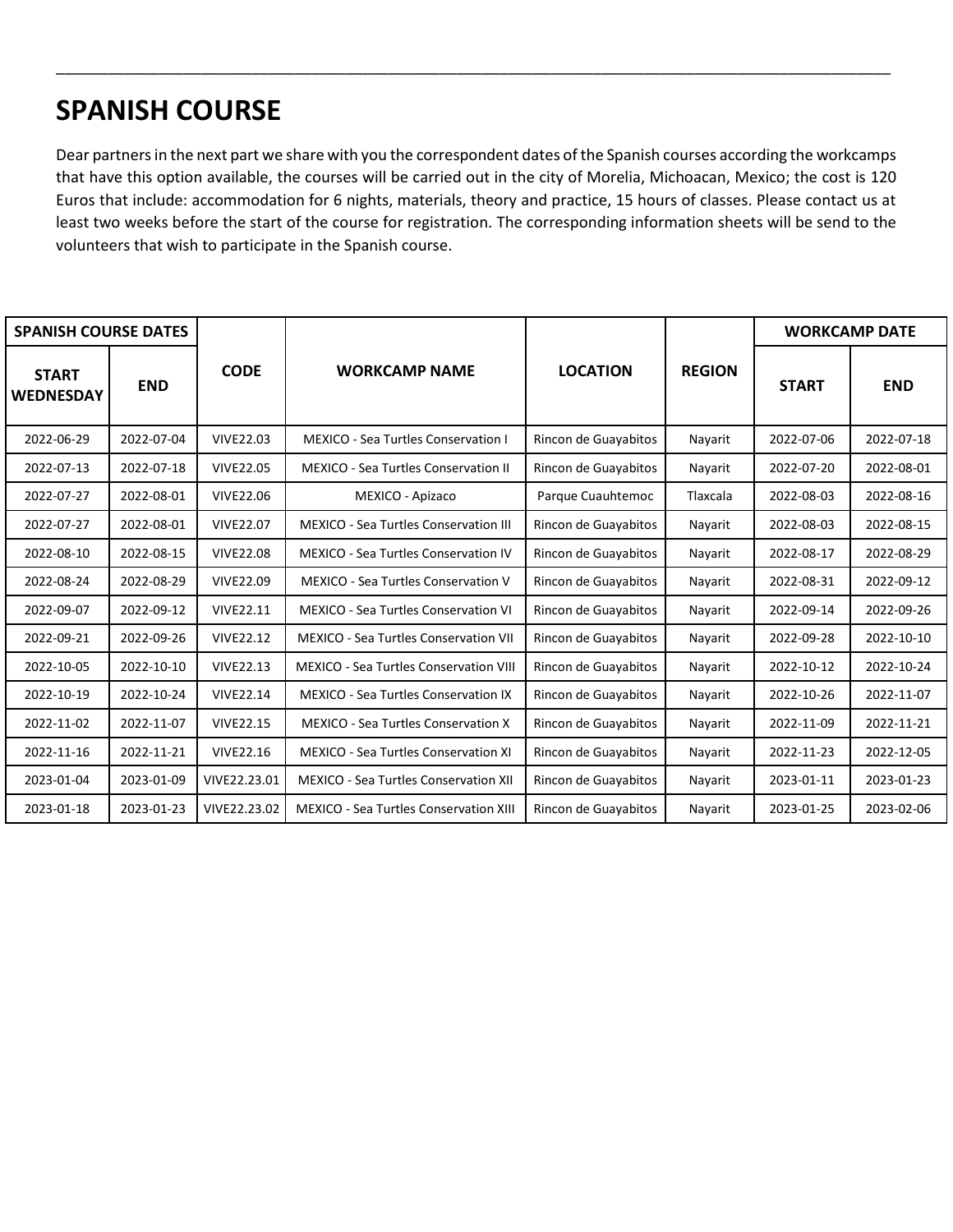# SPANISH COURSE

Dear partners in the next part we share with you the correspondent dates of the Spanish courses according the workcamps that have this option available, the courses will be carried out in the city of Morelia, Michoacan, Mexico; the cost is 120 Euros that include: accommodation for 6 nights, materials, theory and practice, 15 hours of classes. Please contact us at least two weeks before the start of the course for registration. The corresponding information sheets will be send to the volunteers that wish to participate in the Spanish course.

| SPANISH COURSE DATES | | CODE | WORKCAMP NAME | LOCATION | REGION | WORKCAMP DATE | |
|---|---|---|---|---|---|---|---|
| START WEDNESDAY | END | | | | | START | END |
| 2022-06-29 | 2022-07-04 | VIVE22.03 | MEXICO - Sea Turtles Conservation I | Rincon de Guayabitos | Nayarit | 2022-07-06 | 2022-07-18 |
| 2022-07-13 | 2022-07-18 | VIVE22.05 | MEXICO - Sea Turtles Conservation II | Rincon de Guayabitos | Nayarit | 2022-07-20 | 2022-08-01 |
| 2022-07-27 | 2022-08-01 | VIVE22.06 | MEXICO - Apizaco | Parque Cuauhtemoc | Tlaxcala | 2022-08-03 | 2022-08-16 |
| 2022-07-27 | 2022-08-01 | VIVE22.07 | MEXICO - Sea Turtles Conservation III | Rincon de Guayabitos | Nayarit | 2022-08-03 | 2022-08-15 |
| 2022-08-10 | 2022-08-15 | VIVE22.08 | MEXICO - Sea Turtles Conservation IV | Rincon de Guayabitos | Nayarit | 2022-08-17 | 2022-08-29 |
| 2022-08-24 | 2022-08-29 | VIVE22.09 | MEXICO - Sea Turtles Conservation V | Rincon de Guayabitos | Nayarit | 2022-08-31 | 2022-09-12 |
| 2022-09-07 | 2022-09-12 | VIVE22.11 | MEXICO - Sea Turtles Conservation VI | Rincon de Guayabitos | Nayarit | 2022-09-14 | 2022-09-26 |
| 2022-09-21 | 2022-09-26 | VIVE22.12 | MEXICO - Sea Turtles Conservation VII | Rincon de Guayabitos | Nayarit | 2022-09-28 | 2022-10-10 |
| 2022-10-05 | 2022-10-10 | VIVE22.13 | MEXICO - Sea Turtles Conservation VIII | Rincon de Guayabitos | Nayarit | 2022-10-12 | 2022-10-24 |
| 2022-10-19 | 2022-10-24 | VIVE22.14 | MEXICO - Sea Turtles Conservation IX | Rincon de Guayabitos | Nayarit | 2022-10-26 | 2022-11-07 |
| 2022-11-02 | 2022-11-07 | VIVE22.15 | MEXICO - Sea Turtles Conservation X | Rincon de Guayabitos | Nayarit | 2022-11-09 | 2022-11-21 |
| 2022-11-16 | 2022-11-21 | VIVE22.16 | MEXICO - Sea Turtles Conservation XI | Rincon de Guayabitos | Nayarit | 2022-11-23 | 2022-12-05 |
| 2023-01-04 | 2023-01-09 | VIVE22.23.01 | MEXICO - Sea Turtles Conservation XII | Rincon de Guayabitos | Nayarit | 2023-01-11 | 2023-01-23 |
| 2023-01-18 | 2023-01-23 | VIVE22.23.02 | MEXICO - Sea Turtles Conservation XIII | Rincon de Guayabitos | Nayarit | 2023-01-25 | 2023-02-06 |